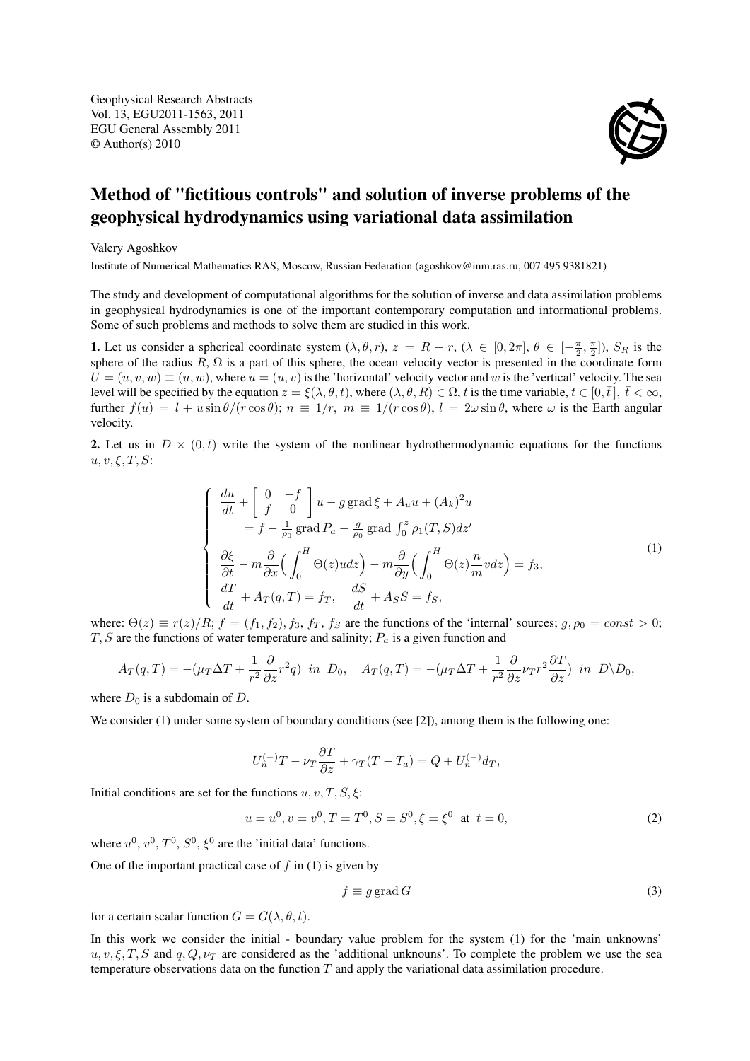Geophysical Research Abstracts
Vol. 13, EGU2011-1563, 2011
EGU General Assembly 2011
© Author(s) 2010

# Method of "fictitious controls" and solution of inverse problems of the geophysical hydrodynamics using variational data assimilation

Valery Agoshkov

Institute of Numerical Mathematics RAS, Moscow, Russian Federation (agoshkov@inm.ras.ru, 007 495 9381821)

The study and development of computational algorithms for the solution of inverse and data assimilation problems in geophysical hydrodynamics is one of the important contemporary computation and informational problems. Some of such problems and methods to solve them are studied in this work.

**1.** Let us consider a spherical coordinate system $(\lambda, \theta, r)$, $z = R - r$, $(\lambda \in [0, 2\pi]$, $\theta \in [-\frac{\pi}{2}, \frac{\pi}{2}])$, $S_R$ is the sphere of the radius $R$, $\Omega$ is a part of this sphere, the ocean velocity vector is presented in the coordinate form $U = (u, v, w) \equiv (u, w)$, where $u = (u, v)$ is the 'horizontal' velocity vector and $w$ is the 'vertical' velocity. The sea level will be specified by the equation $z = \xi(\lambda, \theta, t)$, where $(\lambda, \theta, R) \in \Omega$, $t$ is the time variable, $t \in [0, \bar{t}\,]$, $\bar{t} < \infty$, further $f(u) = l + u \sin\theta/(r\cos\theta)$; $n \equiv 1/r$, $m \equiv 1/(r\cos\theta)$, $l = 2\omega\sin\theta$, where $\omega$ is the Earth angular velocity.

**2.** Let us in $D \times (0, \bar{t})$ write the system of the nonlinear hydrothermodynamic equations for the functions $u, v, \xi, T, S$:

$$
\left\{
\begin{array}{l}
\dfrac{du}{dt} + \begin{bmatrix} 0 & -f \\ f & 0 \end{bmatrix} u - g \operatorname{grad} \xi + A_u u + (A_k)^2 u \\
\qquad = f - \frac{1}{\rho_0} \operatorname{grad} P_a - \frac{g}{\rho_0} \operatorname{grad} \int_0^z \rho_1(T, S) dz' \\
\dfrac{\partial \xi}{\partial t} - m \dfrac{\partial}{\partial x}\Big( \displaystyle\int_0^H \Theta(z) u dz \Big) - m \dfrac{\partial}{\partial y}\Big( \displaystyle\int_0^H \Theta(z) \frac{n}{m} v dz \Big) = f_3, \\
\dfrac{dT}{dt} + A_T(q, T) = f_T, \quad \dfrac{dS}{dt} + A_S S = f_S,
\end{array}
\right.
\tag{1}
$$

where: $\Theta(z) \equiv r(z)/R$; $f = (f_1, f_2), f_3, f_T, f_S$ are the functions of the 'internal' sources; $g, \rho_0 = const > 0$; $T, S$ are the functions of water temperature and salinity; $P_a$ is a given function and

$$
A_T(q, T) = -(\mu_T \Delta T + \frac{1}{r^2} \frac{\partial}{\partial z} r^2 q) \;\; in \;\; D_0, \quad A_T(q, T) = -(\mu_T \Delta T + \frac{1}{r^2} \frac{\partial}{\partial z} \nu_T r^2 \frac{\partial T}{\partial z}) \;\; in \;\; D \backslash D_0,
$$

where $D_0$ is a subdomain of $D$.

We consider (1) under some system of boundary conditions (see [2]), among them is the following one:

$$
U_n^{(-)} T - \nu_T \frac{\partial T}{\partial z} + \gamma_T (T - T_a) = Q + U_n^{(-)} d_T,
$$

Initial conditions are set for the functions $u, v, T, S, \xi$:

$$
u = u^0, v = v^0, T = T^0, S = S^0, \xi = \xi^0 \;\; \text{at} \;\; t = 0, \tag{2}
$$

where $u^0$, $v^0$, $T^0$, $S^0$, $\xi^0$ are the 'initial data' functions.

One of the important practical case of $f$ in (1) is given by

$$
f \equiv g \operatorname{grad} G \tag{3}
$$

for a certain scalar function $G = G(\lambda, \theta, t)$.

In this work we consider the initial - boundary value problem for the system (1) for the 'main unknowns' $u, v, \xi, T, S$ and $q, Q, \nu_T$ are considered as the 'additional unknouns'. To complete the problem we use the sea temperature observations data on the function $T$ and apply the variational data assimilation procedure.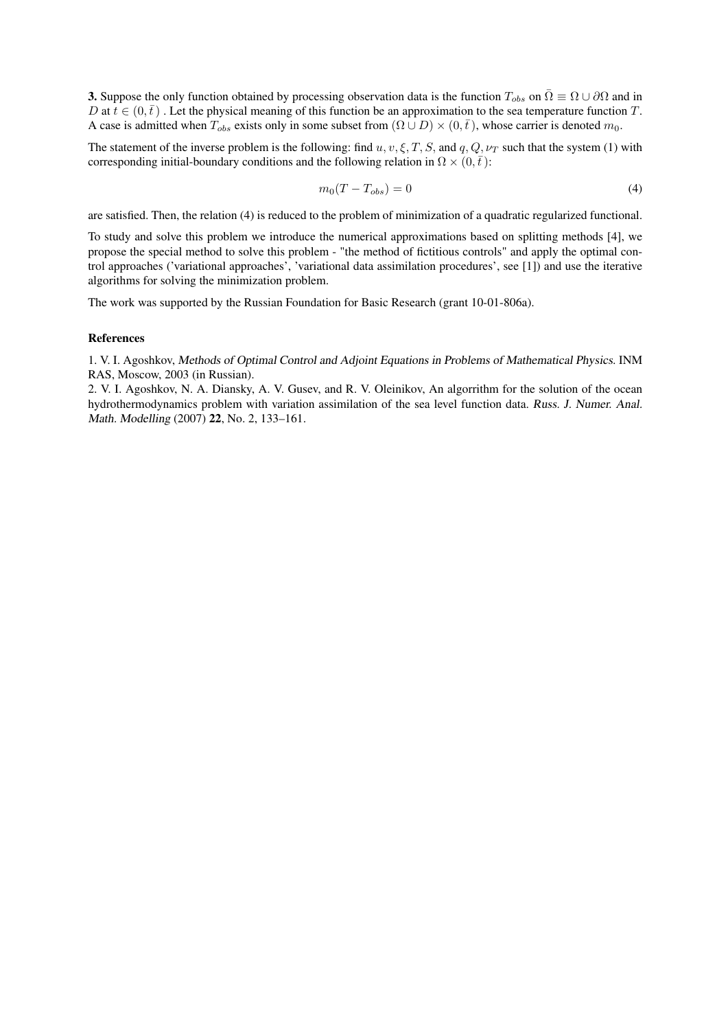**3.** Suppose the only function obtained by processing observation data is the function $T_{obs}$ on $\bar{\Omega} \equiv \Omega \cup \partial\Omega$ and in $D$ at $t \in (0, \bar{t}\,)$ . Let the physical meaning of this function be an approximation to the sea temperature function $T$. A case is admitted when $T_{obs}$ exists only in some subset from $(\Omega \cup D) \times (0, \bar{t}\,)$, whose carrier is denoted $m_0$.

The statement of the inverse problem is the following: find $u, v, \xi, T, S$, and $q, Q, \nu_T$ such that the system (1) with corresponding initial-boundary conditions and the following relation in $\Omega \times (0, \bar{t}\,)$:

$$m_0(T - T_{obs}) = 0 \tag{4}$$

are satisfied. Then, the relation (4) is reduced to the problem of minimization of a quadratic regularized functional.

To study and solve this problem we introduce the numerical approximations based on splitting methods [4], we propose the special method to solve this problem - "the method of fictitious controls" and apply the optimal control approaches ('variational approaches', 'variational data assimilation procedures', see [1]) and use the iterative algorithms for solving the minimization problem.

The work was supported by the Russian Foundation for Basic Research (grant 10-01-806a).

### References

1. V. I. Agoshkov, *Methods of Optimal Control and Adjoint Equations in Problems of Mathematical Physics.* INM RAS, Moscow, 2003 (in Russian).
2. V. I. Agoshkov, N. A. Diansky, A. V. Gusev, and R. V. Oleinikov, An algorrithm for the solution of the ocean hydrothermodynamics problem with variation assimilation of the sea level function data. *Russ. J. Numer. Anal. Math. Modelling* (2007) **22**, No. 2, 133–161.